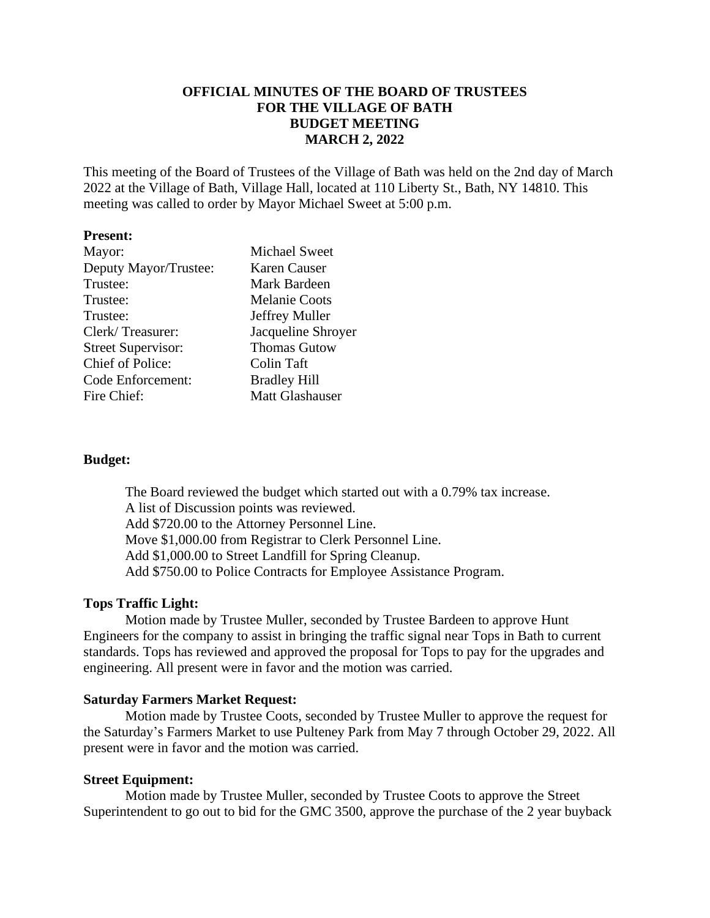# OFFICIAL MINUTES OF THE BOARD OF TRUSTEES FOR THE VILLAGE OF BATH BUDGET MEETING MARCH 2, 2022

This meeting of the Board of Trustees of the Village of Bath was held on the 2nd day of March 2022 at the Village of Bath, Village Hall, located at 110 Liberty St., Bath, NY 14810. This meeting was called to order by Mayor Michael Sweet at 5:00 p.m.

**Present:**

| | |
|---|---|
| Mayor: | Michael Sweet |
| Deputy Mayor/Trustee: | Karen Causer |
| Trustee: | Mark Bardeen |
| Trustee: | Melanie Coots |
| Trustee: | Jeffrey Muller |
| Clerk/ Treasurer: | Jacqueline Shroyer |
| Street Supervisor: | Thomas Gutow |
| Chief of Police: | Colin Taft |
| Code Enforcement: | Bradley Hill |
| Fire Chief: | Matt Glashauser |

**Budget:**

The Board reviewed the budget which started out with a 0.79% tax increase.
A list of Discussion points was reviewed.
Add $720.00 to the Attorney Personnel Line.
Move $1,000.00 from Registrar to Clerk Personnel Line.
Add $1,000.00 to Street Landfill for Spring Cleanup.
Add $750.00 to Police Contracts for Employee Assistance Program.

**Tops Traffic Light:**

Motion made by Trustee Muller, seconded by Trustee Bardeen to approve Hunt Engineers for the company to assist in bringing the traffic signal near Tops in Bath to current standards. Tops has reviewed and approved the proposal for Tops to pay for the upgrades and engineering. All present were in favor and the motion was carried.

**Saturday Farmers Market Request:**

Motion made by Trustee Coots, seconded by Trustee Muller to approve the request for the Saturday's Farmers Market to use Pulteney Park from May 7 through October 29, 2022. All present were in favor and the motion was carried.

**Street Equipment:**

Motion made by Trustee Muller, seconded by Trustee Coots to approve the Street Superintendent to go out to bid for the GMC 3500, approve the purchase of the 2 year buyback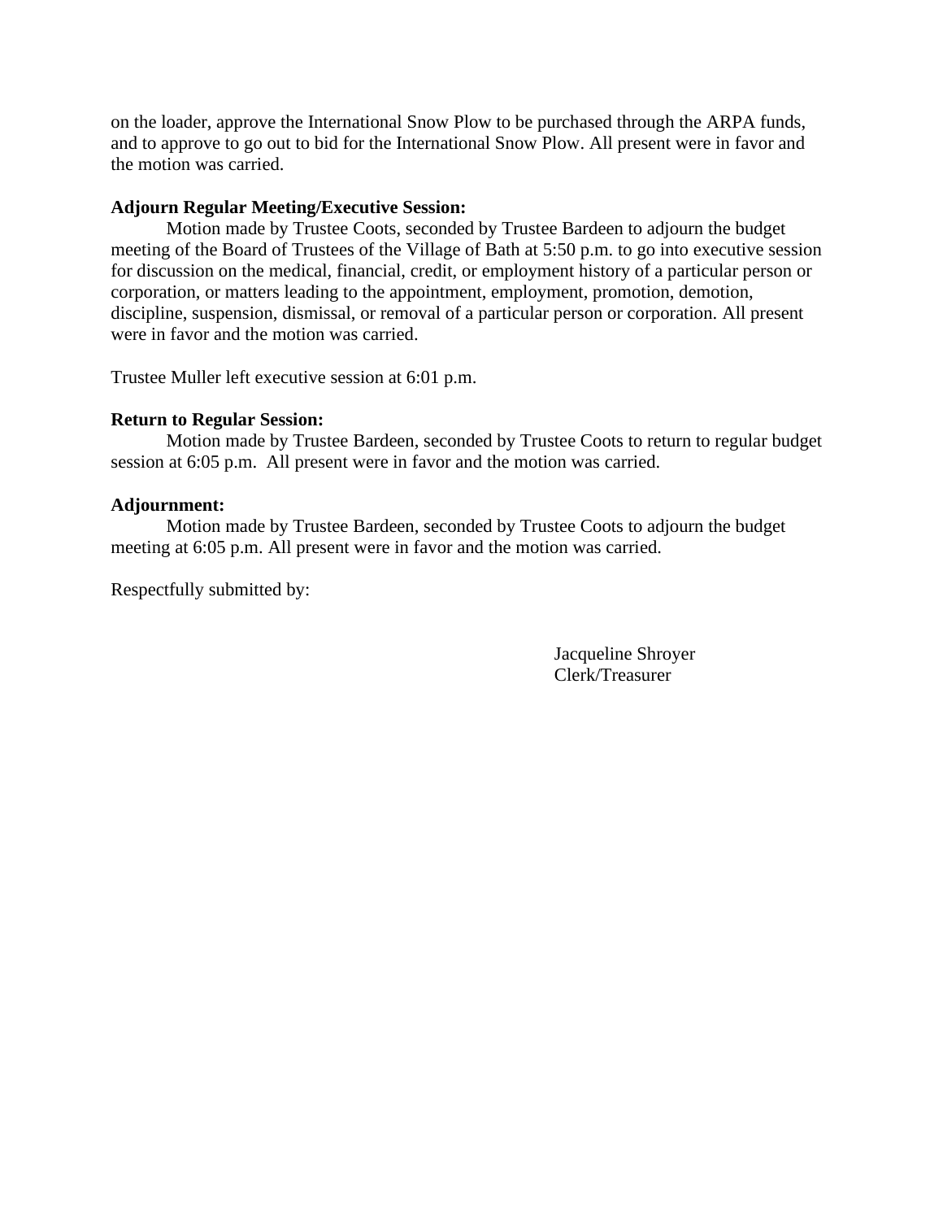on the loader, approve the International Snow Plow to be purchased through the ARPA funds, and to approve to go out to bid for the International Snow Plow. All present were in favor and the motion was carried.

**Adjourn Regular Meeting/Executive Session:**

Motion made by Trustee Coots, seconded by Trustee Bardeen to adjourn the budget meeting of the Board of Trustees of the Village of Bath at 5:50 p.m. to go into executive session for discussion on the medical, financial, credit, or employment history of a particular person or corporation, or matters leading to the appointment, employment, promotion, demotion, discipline, suspension, dismissal, or removal of a particular person or corporation. All present were in favor and the motion was carried.

Trustee Muller left executive session at 6:01 p.m.

**Return to Regular Session:**

Motion made by Trustee Bardeen, seconded by Trustee Coots to return to regular budget session at 6:05 p.m. All present were in favor and the motion was carried.

**Adjournment:**

Motion made by Trustee Bardeen, seconded by Trustee Coots to adjourn the budget meeting at 6:05 p.m. All present were in favor and the motion was carried.

Respectfully submitted by:

Jacqueline Shroyer
Clerk/Treasurer